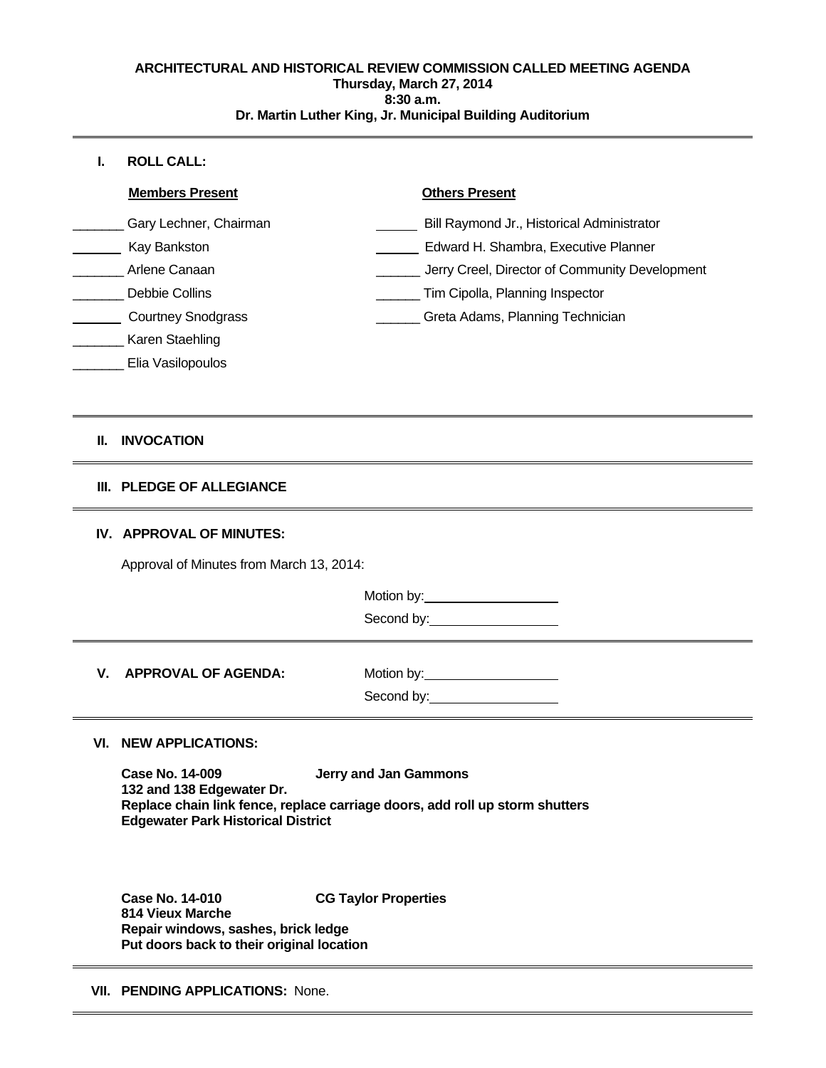**ARCHITECTURAL AND HISTORICAL REVIEW COMMISSION CALLED MEETING AGENDA**
**Thursday, March 27, 2014**
**8:30 a.m.**
**Dr. Martin Luther King, Jr. Municipal Building Auditorium**

---

## I. ROLL CALL:

| Members Present | Others Present |
|---|---|
| _______ Gary Lechner, Chairman | ______ Bill Raymond Jr., Historical Administrator |
| _______ Kay Bankston | ______ Edward H. Shambra, Executive Planner |
| _______ Arlene Canaan | ______ Jerry Creel, Director of Community Development |
| _______ Debbie Collins | ______ Tim Cipolla, Planning Inspector |
| _______ Courtney Snodgrass | ______ Greta Adams, Planning Technician |
| _______ Karen Staehling | |
| _______ Elia Vasilopoulos | |

---

## II. INVOCATION

---

## III. PLEDGE OF ALLEGIANCE

---

## IV. APPROVAL OF MINUTES:

Approval of Minutes from March 13, 2014:

Motion by: ____________________

Second by: ____________________

---

## V. APPROVAL OF AGENDA:

Motion by: ____________________

Second by: ____________________

---

## VI. NEW APPLICATIONS:

**Case No. 14-009 Jerry and Jan Gammons**
**132 and 138 Edgewater Dr.**
**Replace chain link fence, replace carriage doors, add roll up storm shutters**
**Edgewater Park Historical District**

**Case No. 14-010 CG Taylor Properties**
**814 Vieux Marche**
**Repair windows, sashes, brick ledge**
**Put doors back to their original location**

---

## VII. PENDING APPLICATIONS: None.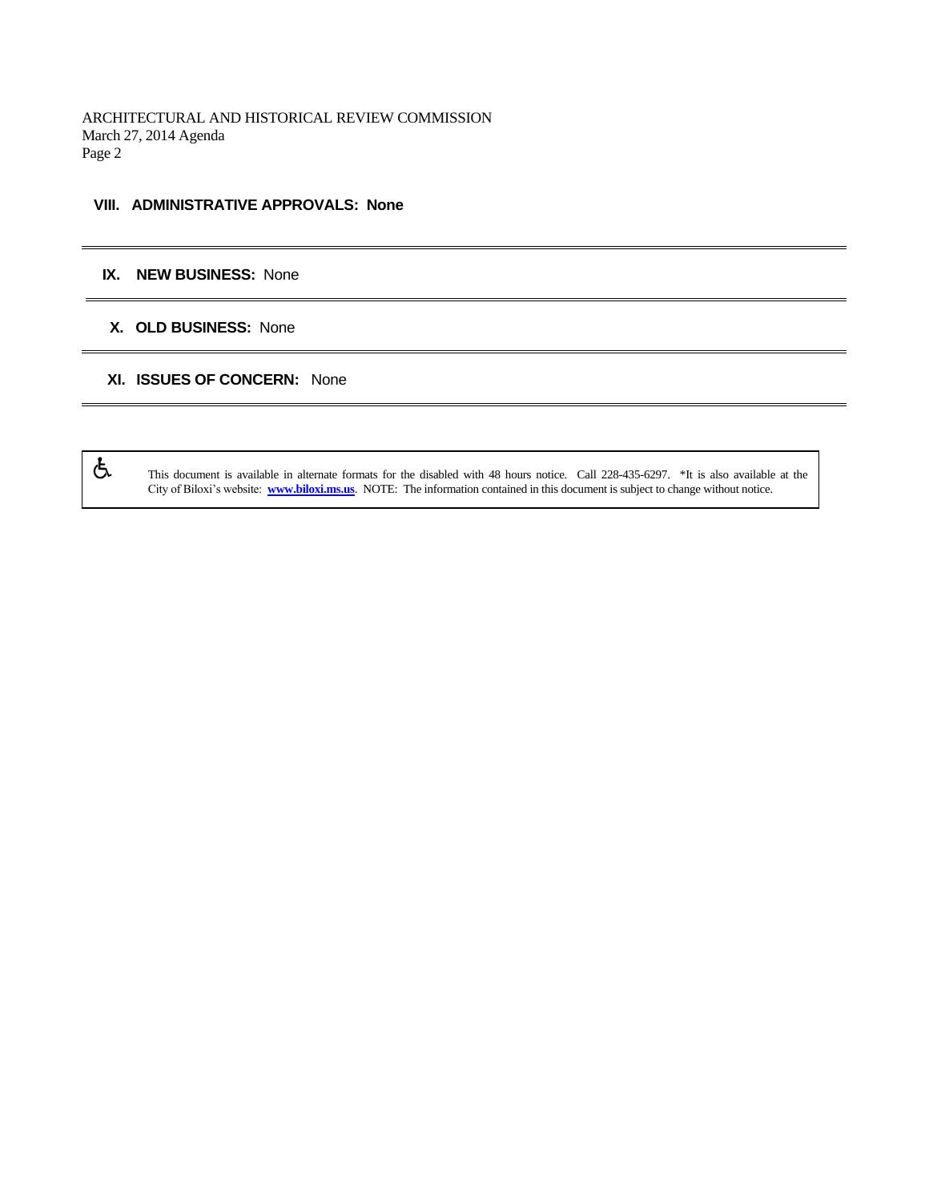## VIII. ADMINISTRATIVE APPROVALS: None

---

## IX. NEW BUSINESS: None

---

## X. OLD BUSINESS: None

---

## XI. ISSUES OF CONCERN: None

---

♿ This document is available in alternate formats for the disabled with 48 hours notice. Call 228-435-6297. *It is also available at the City of Biloxi's website: **www.biloxi.ms.us**. NOTE: The information contained in this document is subject to change without notice.